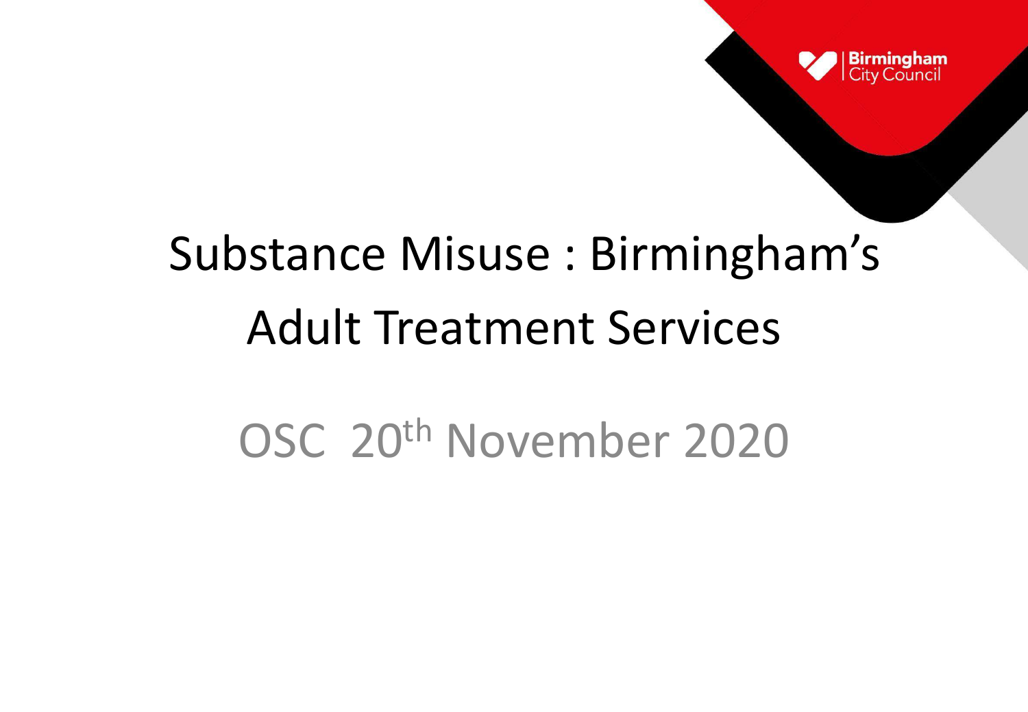# Substance Misuse : Birmingham's Adult Treatment Services

OSC 20th November 2020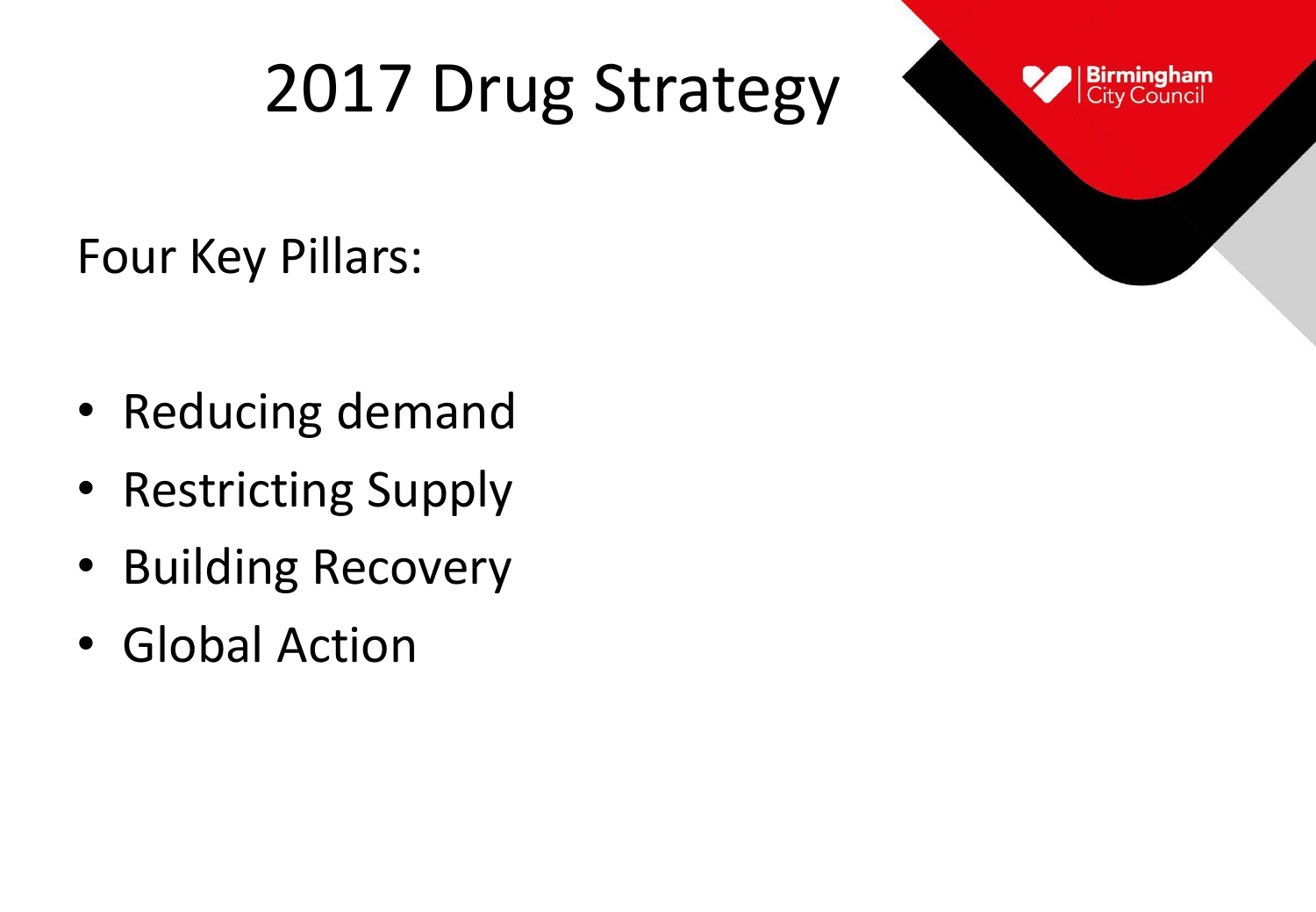# 2017 Drug Strategy

Four Key Pillars:

- Reducing demand
- Restricting Supply
- Building Recovery
- Global Action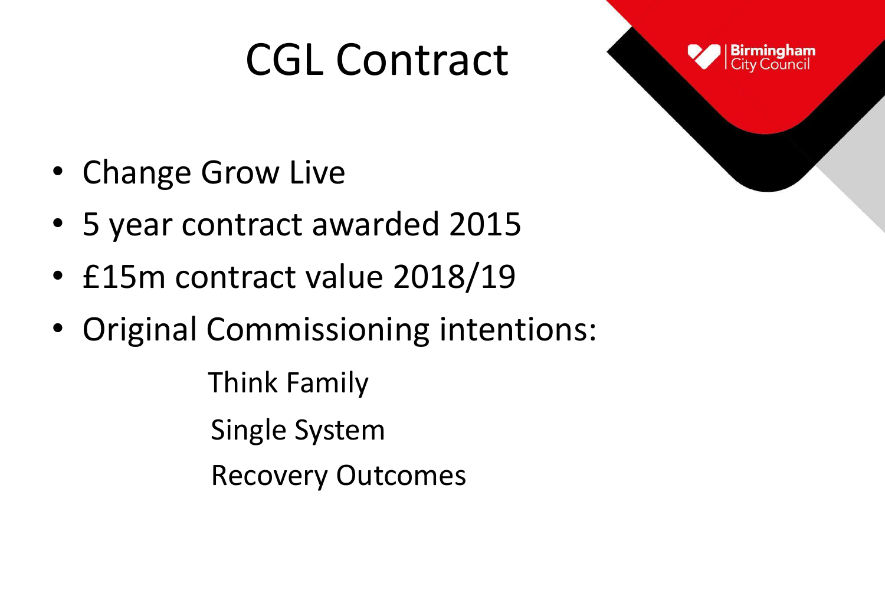# CGL Contract

- Change Grow Live
- 5 year contract awarded 2015
- £15m contract value 2018/19
- Original Commissioning intentions:
  - Think Family
  - Single System
  - Recovery Outcomes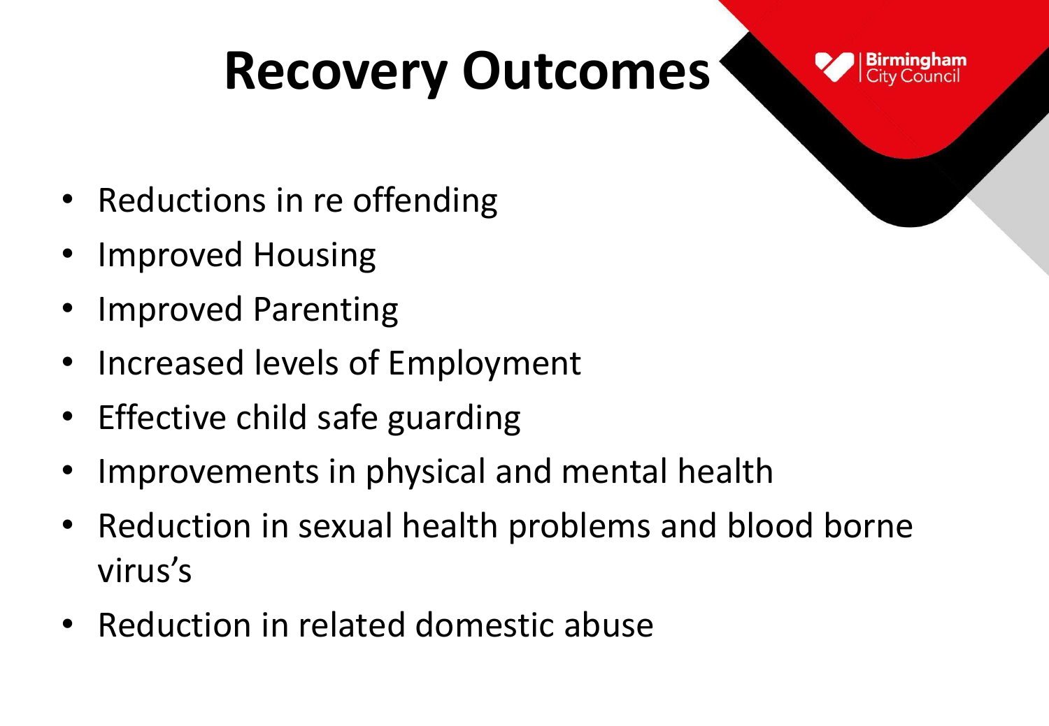# Recovery Outcomes

- Reductions in re offending
- Improved Housing
- Improved Parenting
- Increased levels of Employment
- Effective child safe guarding
- Improvements in physical and mental health
- Reduction in sexual health problems and blood borne virus's
- Reduction in related domestic abuse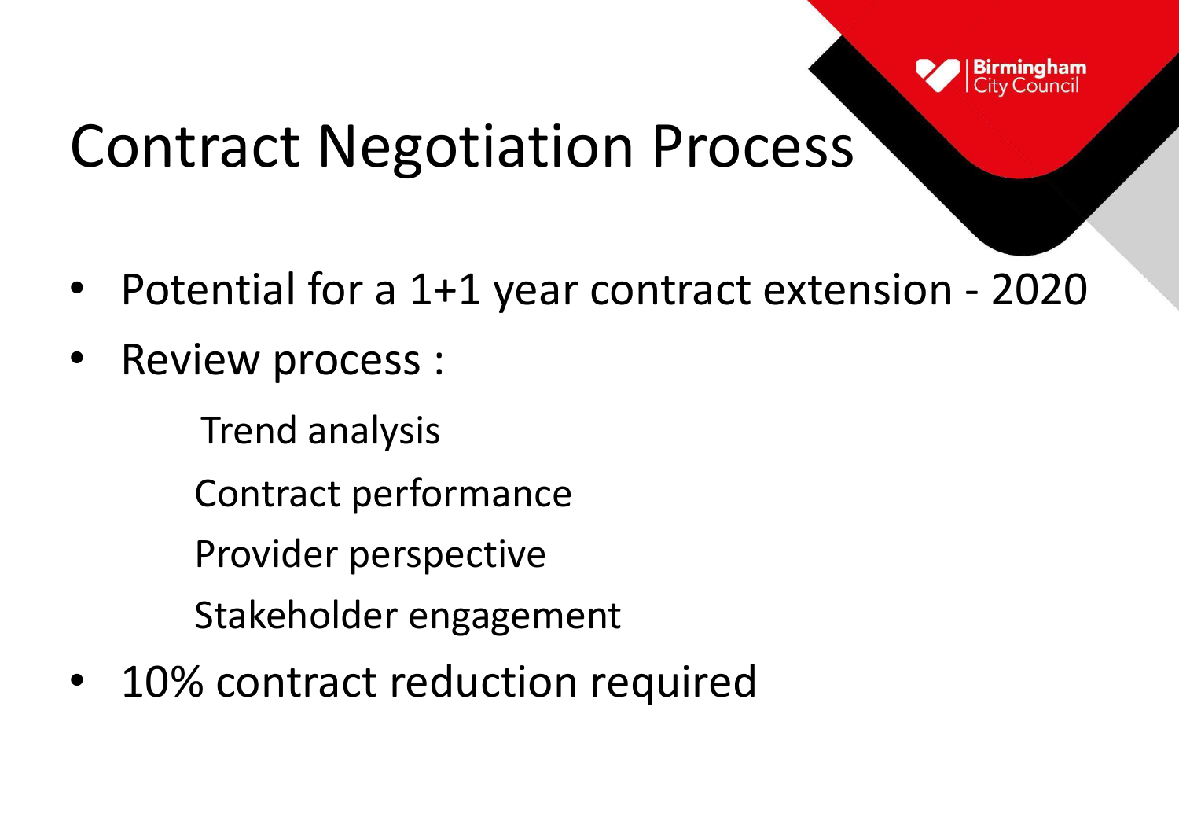# Contract Negotiation Process

- Potential for a 1+1 year contract extension - 2020
- Review process :
  - Trend analysis
  - Contract performance
  - Provider perspective
  - Stakeholder engagement
- 10% contract reduction required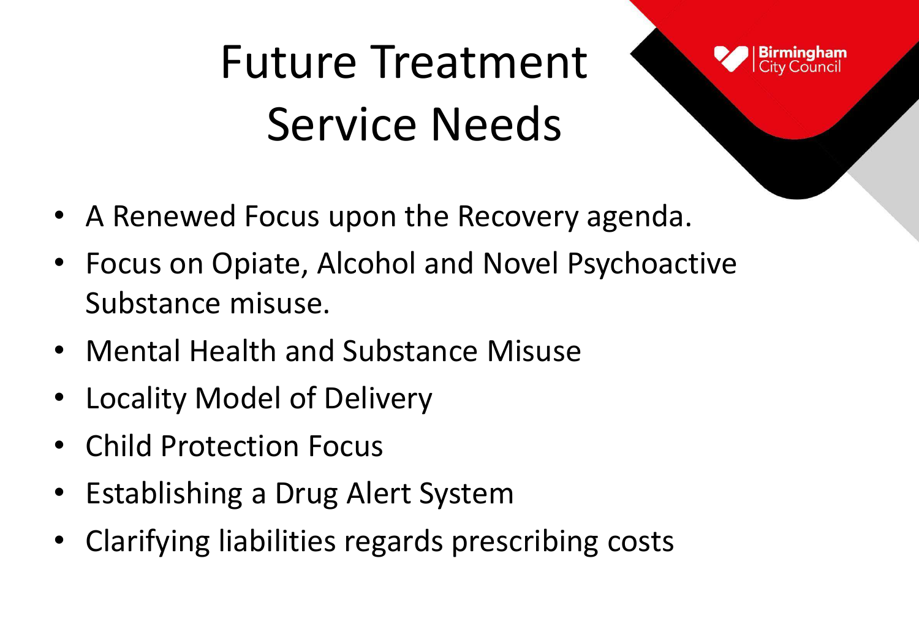# Future Treatment Service Needs

- A Renewed Focus upon the Recovery agenda.
- Focus on Opiate, Alcohol and Novel Psychoactive Substance misuse.
- Mental Health and Substance Misuse
- Locality Model of Delivery
- Child Protection Focus
- Establishing a Drug Alert System
- Clarifying liabilities regards prescribing costs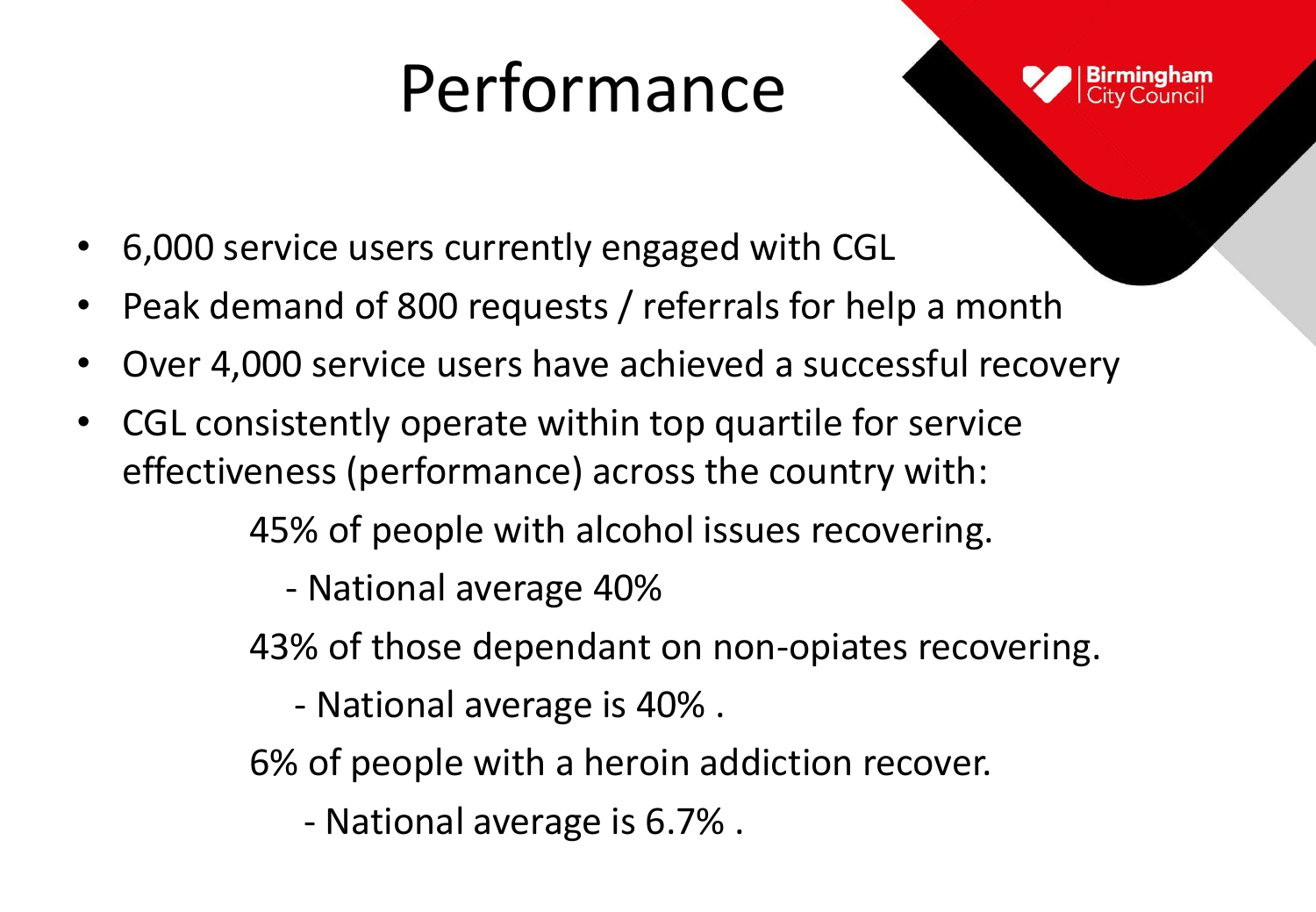# Performance

- 6,000 service users currently engaged with CGL
- Peak demand of 800 requests / referrals for help a month
- Over 4,000 service users have achieved a successful recovery
- CGL consistently operate within top quartile for service effectiveness (performance) across the country with:

  45% of people with alcohol issues recovering.

  - National average 40%

  43% of those dependant on non-opiates recovering.

  - National average is 40% .

  6% of people with a heroin addiction recover.

  - National average is 6.7% .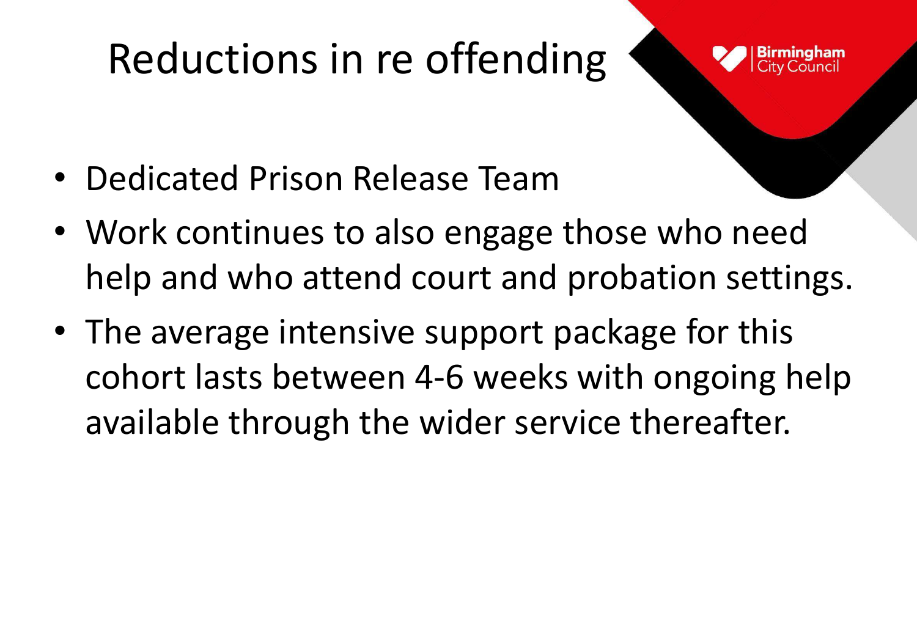# Reductions in re offending

- Dedicated Prison Release Team
- Work continues to also engage those who need help and who attend court and probation settings.
- The average intensive support package for this cohort lasts between 4-6 weeks with ongoing help available through the wider service thereafter.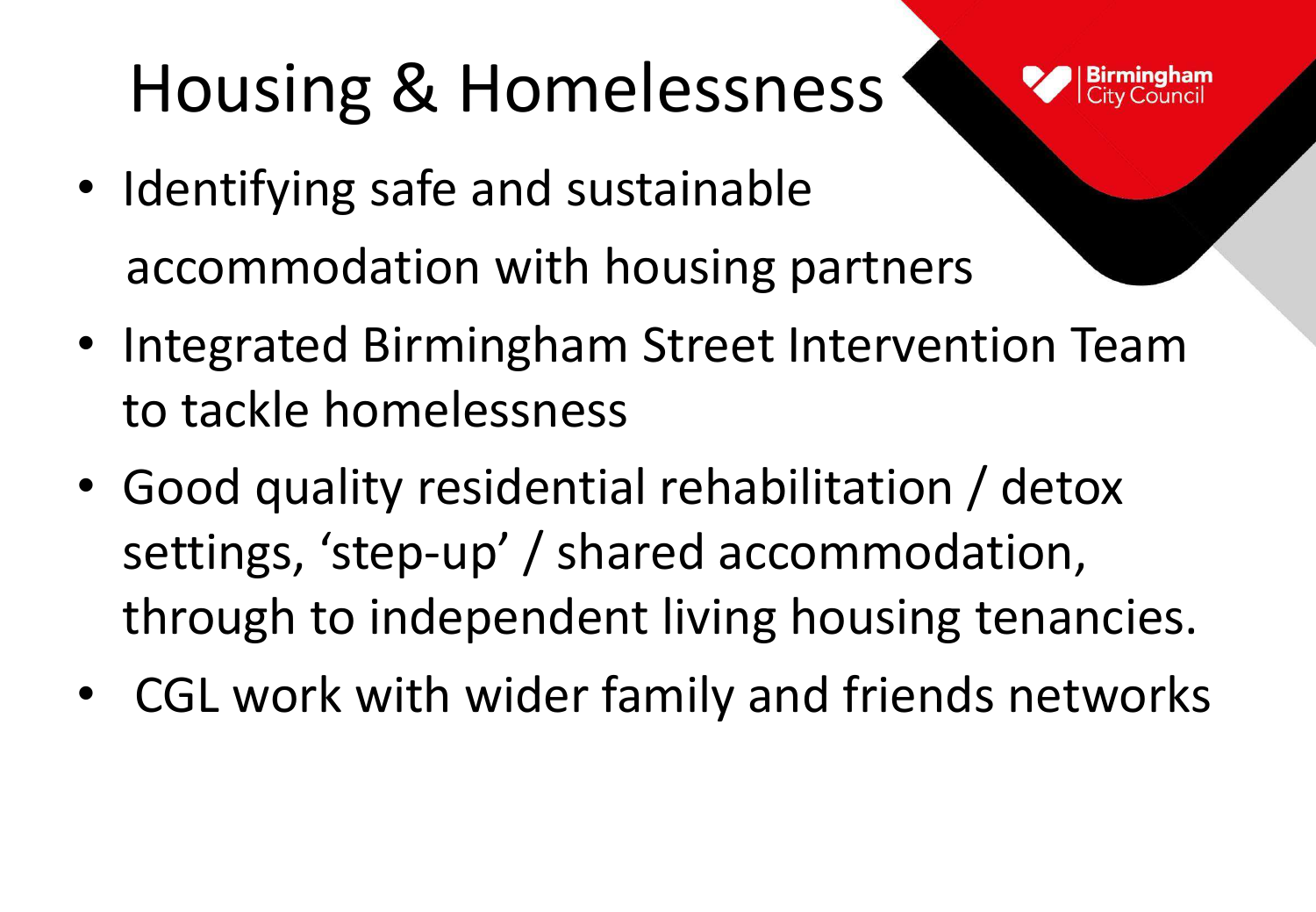# Housing & Homelessness

- Identifying safe and sustainable accommodation with housing partners
- Integrated Birmingham Street Intervention Team to tackle homelessness
- Good quality residential rehabilitation / detox settings, 'step-up' / shared accommodation, through to independent living housing tenancies.
- CGL work with wider family and friends networks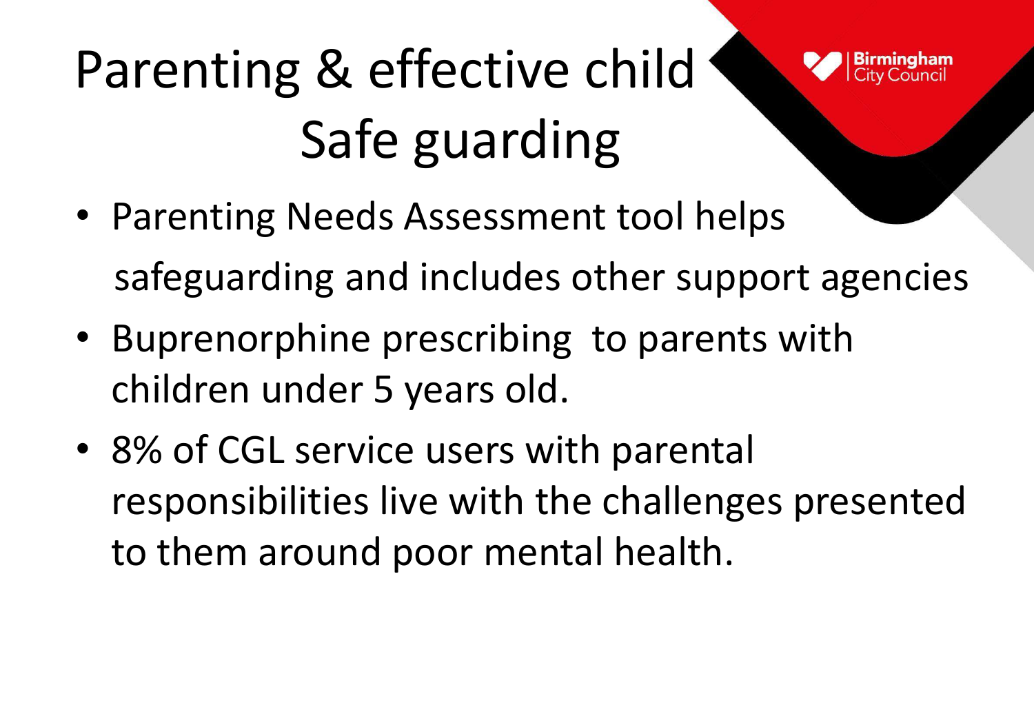# Parenting & effective child Safe guarding

- Parenting Needs Assessment tool helps safeguarding and includes other support agencies
- Buprenorphine prescribing to parents with children under 5 years old.
- 8% of CGL service users with parental responsibilities live with the challenges presented to them around poor mental health.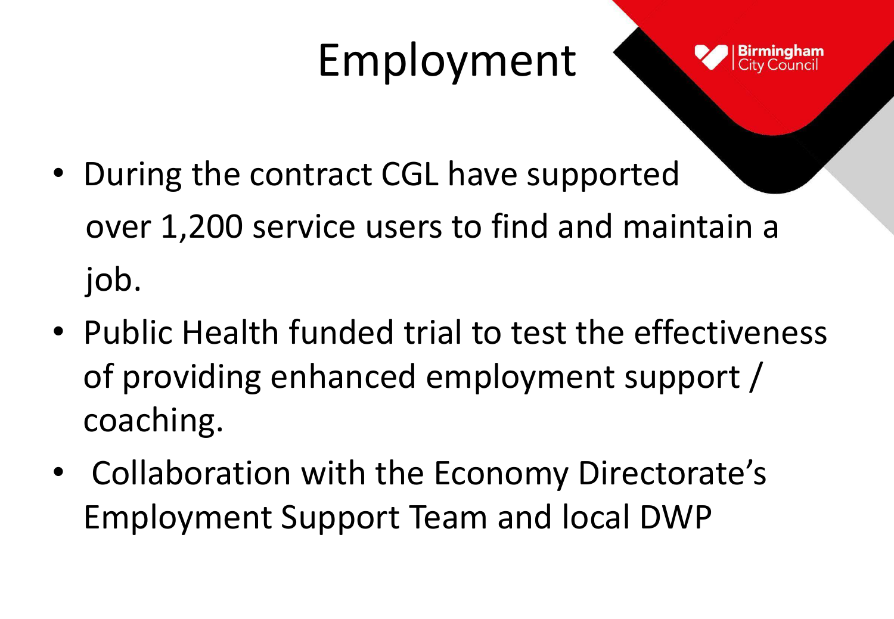# Employment

- During the contract CGL have supported over 1,200 service users to find and maintain a job.
- Public Health funded trial to test the effectiveness of providing enhanced employment support / coaching.
- Collaboration with the Economy Directorate's Employment Support Team and local DWP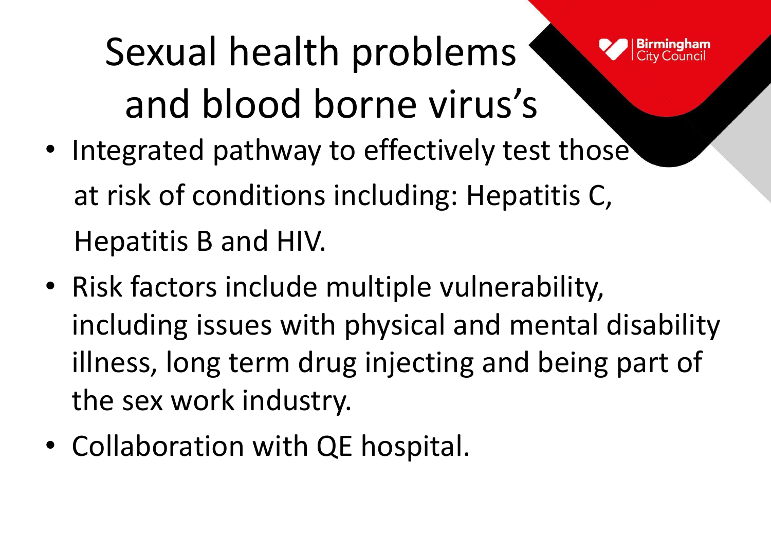# Sexual health problems and blood borne virus's

- Integrated pathway to effectively test those at risk of conditions including: Hepatitis C, Hepatitis B and HIV.
- Risk factors include multiple vulnerability, including issues with physical and mental disability illness, long term drug injecting and being part of the sex work industry.
- Collaboration with QE hospital.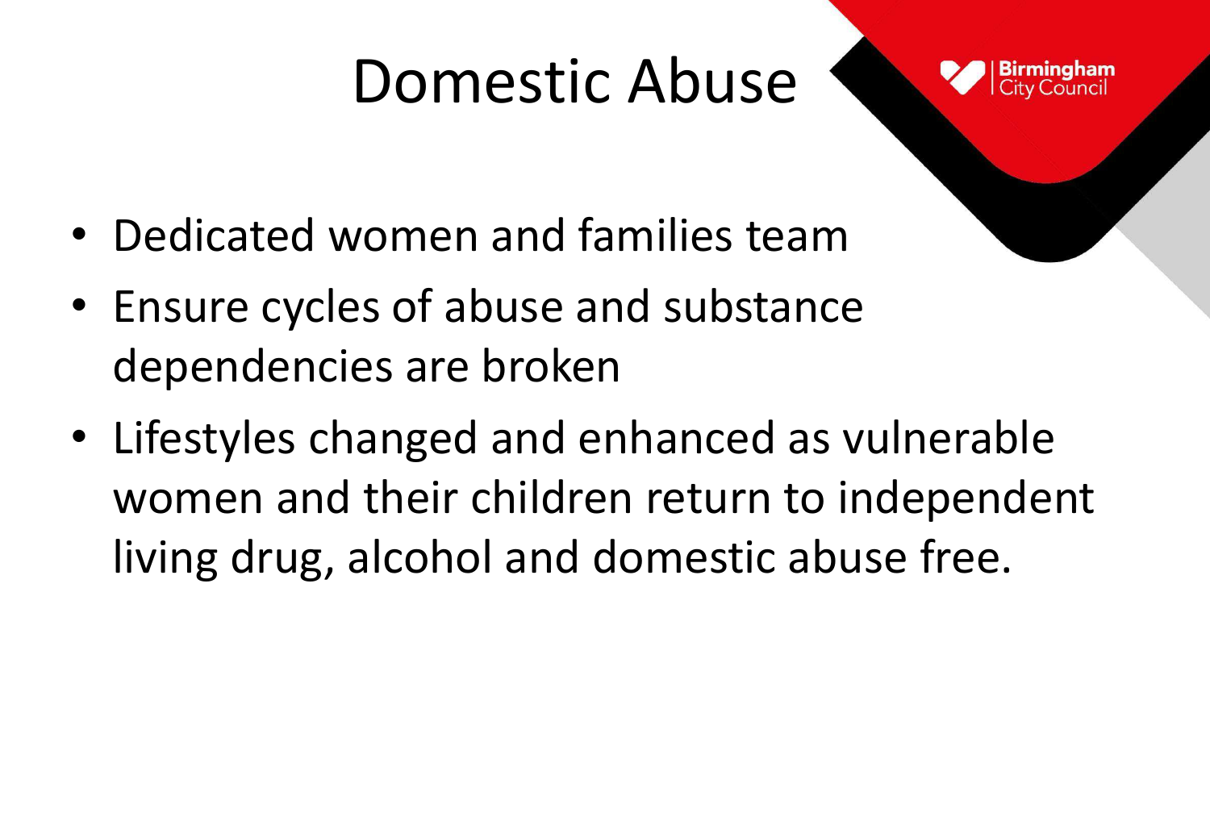# Domestic Abuse

- Dedicated women and families team
- Ensure cycles of abuse and substance dependencies are broken
- Lifestyles changed and enhanced as vulnerable women and their children return to independent living drug, alcohol and domestic abuse free.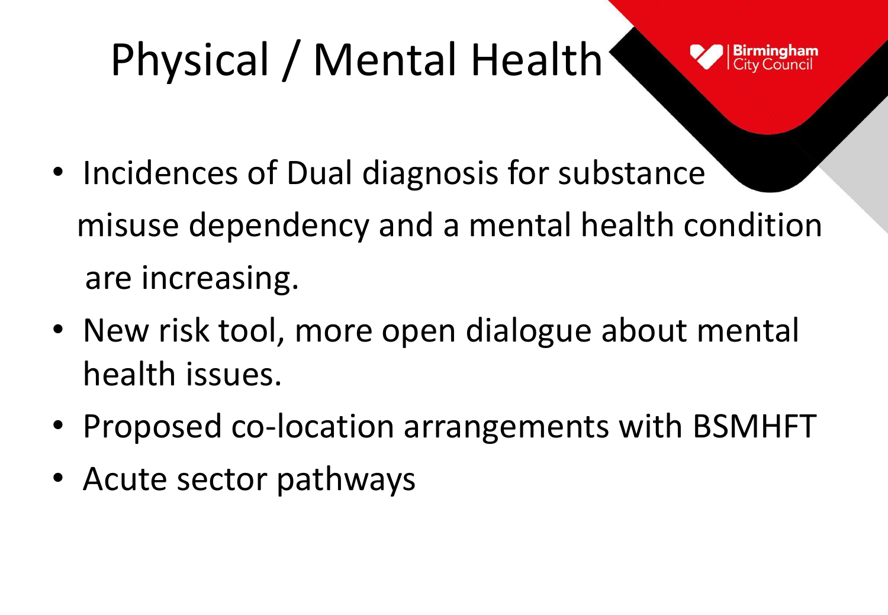# Physical / Mental Health

- Incidences of Dual diagnosis for substance misuse dependency and a mental health condition are increasing.
- New risk tool, more open dialogue about mental health issues.
- Proposed co-location arrangements with BSMHFT
- Acute sector pathways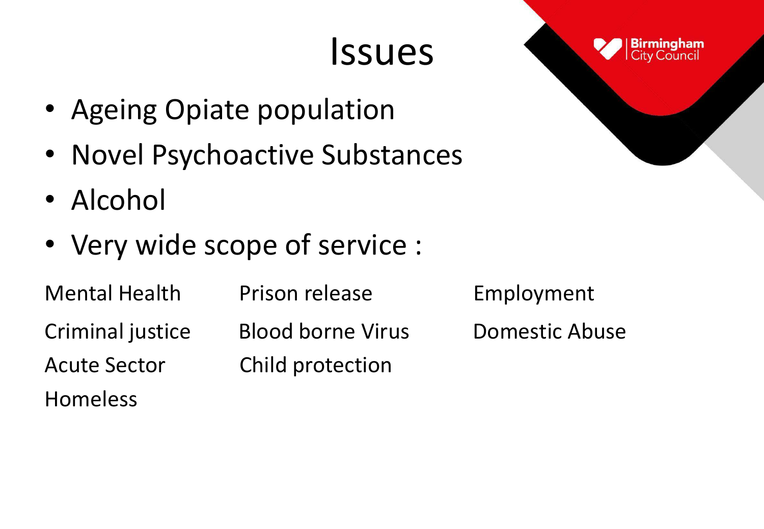# Issues

- Ageing Opiate population
- Novel Psychoactive Substances
- Alcohol
- Very wide scope of service :

Mental Health

Criminal justice

Acute Sector

Homeless

Prison release

Blood borne Virus

Child protection

Employment

Domestic Abuse